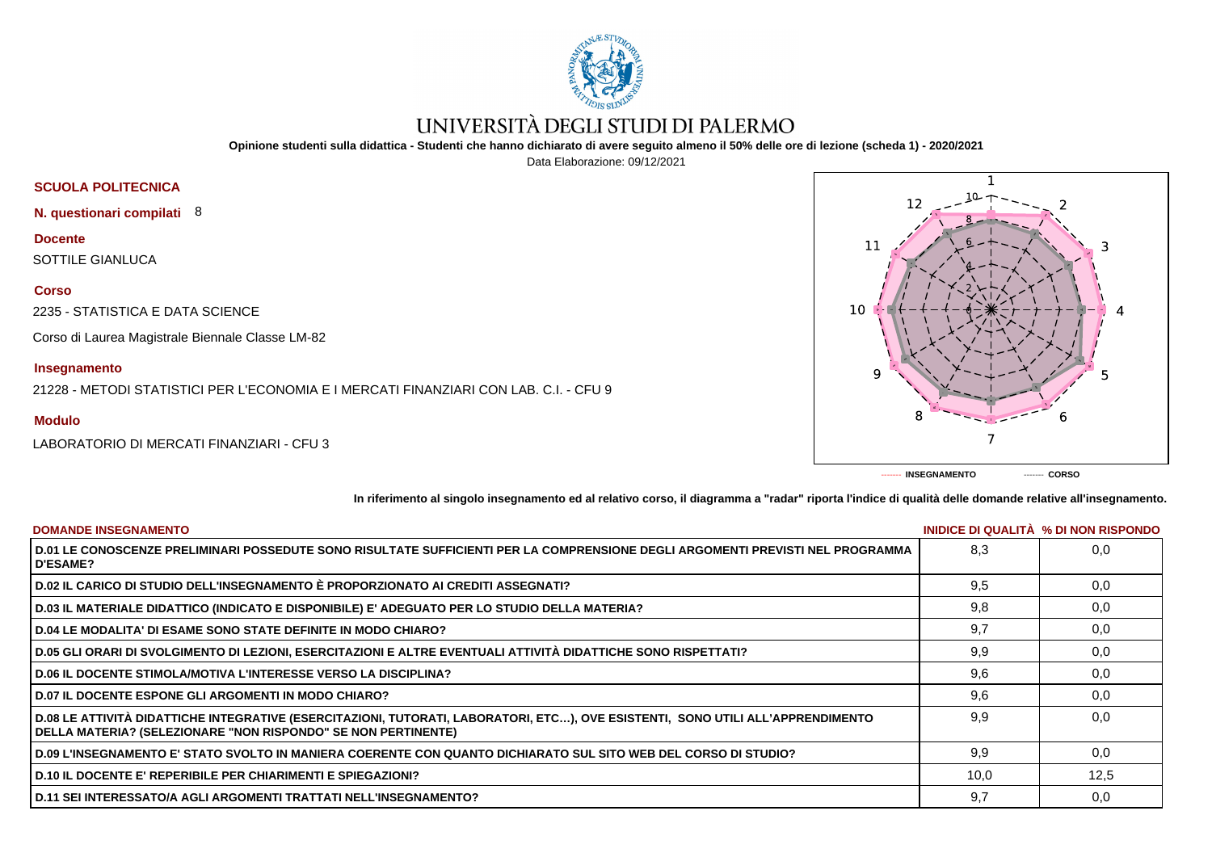# UNIVERSITÀ DEGLI STUDI DI PALERMO

**Opinione studenti sulla didattica - Studenti che hanno dichiarato di avere seguito almeno il 50% delle ore di lezione (scheda 1) - 2020/2021**

Data Elaborazione: 09/12/2021

**SCUOLA POLITECNICA**

**N. questionari compilati** 8

**Docente**

SOTTILE GIANLUCA

**Corso**

2235 - STATISTICA E DATA SCIENCE

Corso di Laurea Magistrale Biennale Classe LM-82

**Insegnamento**

21228 - METODI STATISTICI PER L'ECONOMIA E I MERCATI FINANZIARI CON LAB. C.I. - CFU 9

**Modulo**

LABORATORIO DI MERCATI FINANZIARI - CFU 3

------- INSEGNAMENTO ------- CORSO

**In riferimento al singolo insegnamento ed al relativo corso, il diagramma a "radar" riporta l'indice di qualità delle domande relative all'insegnamento.**

| DOMANDE INSEGNAMENTO | INIDICE DI QUALITÀ | % DI NON RISPONDO |
|---|---|---|
| **D.01 LE CONOSCENZE PRELIMINARI POSSEDUTE SONO RISULTATE SUFFICIENTI PER LA COMPRENSIONE DEGLI ARGOMENTI PREVISTI NEL PROGRAMMA D'ESAME?** | 8,3 | 0,0 |
| **D.02 IL CARICO DI STUDIO DELL'INSEGNAMENTO È PROPORZIONATO AI CREDITI ASSEGNATI?** | 9,5 | 0,0 |
| **D.03 IL MATERIALE DIDATTICO (INDICATO E DISPONIBILE) E' ADEGUATO PER LO STUDIO DELLA MATERIA?** | 9,8 | 0,0 |
| **D.04 LE MODALITA' DI ESAME SONO STATE DEFINITE IN MODO CHIARO?** | 9,7 | 0,0 |
| **D.05 GLI ORARI DI SVOLGIMENTO DI LEZIONI, ESERCITAZIONI E ALTRE EVENTUALI ATTIVITÀ DIDATTICHE SONO RISPETTATI?** | 9,9 | 0,0 |
| **D.06 IL DOCENTE STIMOLA/MOTIVA L'INTERESSE VERSO LA DISCIPLINA?** | 9,6 | 0,0 |
| **D.07 IL DOCENTE ESPONE GLI ARGOMENTI IN MODO CHIARO?** | 9,6 | 0,0 |
| **D.08 LE ATTIVITÀ DIDATTICHE INTEGRATIVE (ESERCITAZIONI, TUTORATI, LABORATORI, ETC…), OVE ESISTENTI, SONO UTILI ALL'APPRENDIMENTO DELLA MATERIA? (SELEZIONARE "NON RISPONDO" SE NON PERTINENTE)** | 9,9 | 0,0 |
| **D.09 L'INSEGNAMENTO E' STATO SVOLTO IN MANIERA COERENTE CON QUANTO DICHIARATO SUL SITO WEB DEL CORSO DI STUDIO?** | 9,9 | 0,0 |
| **D.10 IL DOCENTE E' REPERIBILE PER CHIARIMENTI E SPIEGAZIONI?** | 10,0 | 12,5 |
| **D.11 SEI INTERESSATO/A AGLI ARGOMENTI TRATTATI NELL'INSEGNAMENTO?** | 9,7 | 0,0 |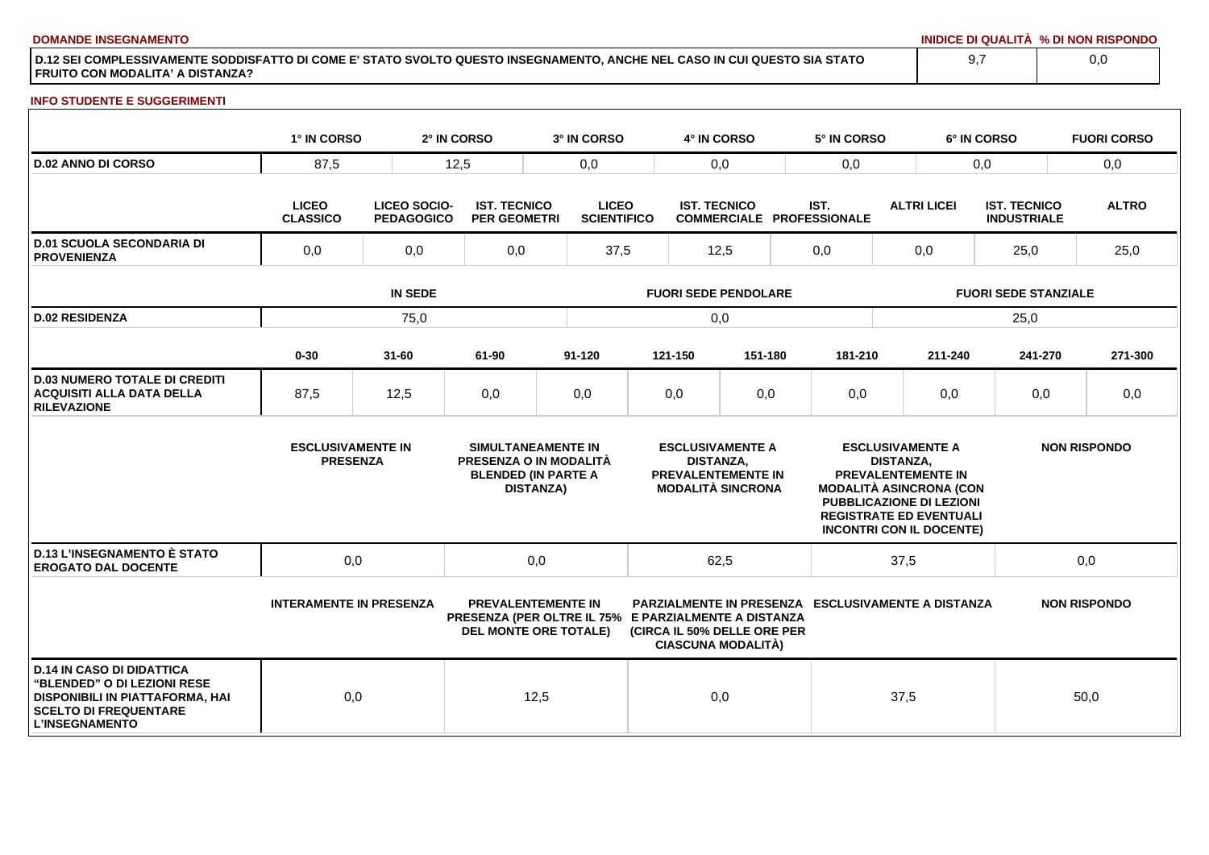**DOMANDE INSEGNAMENTO**

| DOMANDE INSEGNAMENTO | INIDICE DI QUALITÀ | % DI NON RISPONDO |
|---|---|---|
| D.12 SEI COMPLESSIVAMENTE SODDISFATTO DI COME E' STATO SVOLTO QUESTO INSEGNAMENTO, ANCHE NEL CASO IN CUI QUESTO SIA STATO FRUITO CON MODALITA' A DISTANZA? | 9,7 | 0,0 |

**INFO STUDENTE E SUGGERIMENTI**

| | 1° IN CORSO | 2° IN CORSO | 3° IN CORSO | 4° IN CORSO | 5° IN CORSO | 6° IN CORSO | FUORI CORSO |
|---|---|---|---|---|---|---|---|
| D.02 ANNO DI CORSO | 87,5 | 12,5 | 0,0 | 0,0 | 0,0 | 0,0 | 0,0 |

| | LICEO CLASSICO | LICEO SOCIO-PEDAGOGICO | IST. TECNICO PER GEOMETRI | LICEO SCIENTIFICO | IST. TECNICO COMMERCIALE | IST. PROFESSIONALE | ALTRI LICEI | IST. TECNICO INDUSTRIALE | ALTRO |
|---|---|---|---|---|---|---|---|---|---|
| D.01 SCUOLA SECONDARIA DI PROVENIENZA | 0,0 | 0,0 | 0,0 | 37,5 | 12,5 | 0,0 | 0,0 | 25,0 | 25,0 |

| | IN SEDE | FUORI SEDE PENDOLARE | FUORI SEDE STANZIALE |
|---|---|---|---|
| D.02 RESIDENZA | 75,0 | 0,0 | 25,0 |

| | 0-30 | 31-60 | 61-90 | 91-120 | 121-150 | 151-180 | 181-210 | 211-240 | 241-270 | 271-300 |
|---|---|---|---|---|---|---|---|---|---|---|
| D.03 NUMERO TOTALE DI CREDITI ACQUISITI ALLA DATA DELLA RILEVAZIONE | 87,5 | 12,5 | 0,0 | 0,0 | 0,0 | 0,0 | 0,0 | 0,0 | 0,0 | 0,0 |

| | ESCLUSIVAMENTE IN PRESENZA | SIMULTANEAMENTE IN PRESENZA O IN MODALITÀ BLENDED (IN PARTE A DISTANZA) | ESCLUSIVAMENTE A DISTANZA, PREVALENTEMENTE IN MODALITÀ SINCRONA | ESCLUSIVAMENTE A DISTANZA, PREVALENTEMENTE IN MODALITÀ ASINCRONA (CON PUBBLICAZIONE DI LEZIONI REGISTRATE ED EVENTUALI INCONTRI CON IL DOCENTE) | NON RISPONDO |
|---|---|---|---|---|---|
| D.13 L'INSEGNAMENTO È STATO EROGATO DAL DOCENTE | 0,0 | 0,0 | 62,5 | 37,5 | 0,0 |

| | INTERAMENTE IN PRESENZA | PREVALENTEMENTE IN PRESENZA (PER OLTRE IL 75% DEL MONTE ORE TOTALE) | PARZIALMENTE IN PRESENZA E PARZIALMENTE A DISTANZA (CIRCA IL 50% DELLE ORE PER CIASCUNA MODALITÀ) | ESCLUSIVAMENTE A DISTANZA | NON RISPONDO |
|---|---|---|---|---|---|
| D.14 IN CASO DI DIDATTICA "BLENDED" O DI LEZIONI RESE DISPONIBILI IN PIATTAFORMA, HAI SCELTO DI FREQUENTARE L'INSEGNAMENTO | 0,0 | 12,5 | 0,0 | 37,5 | 50,0 |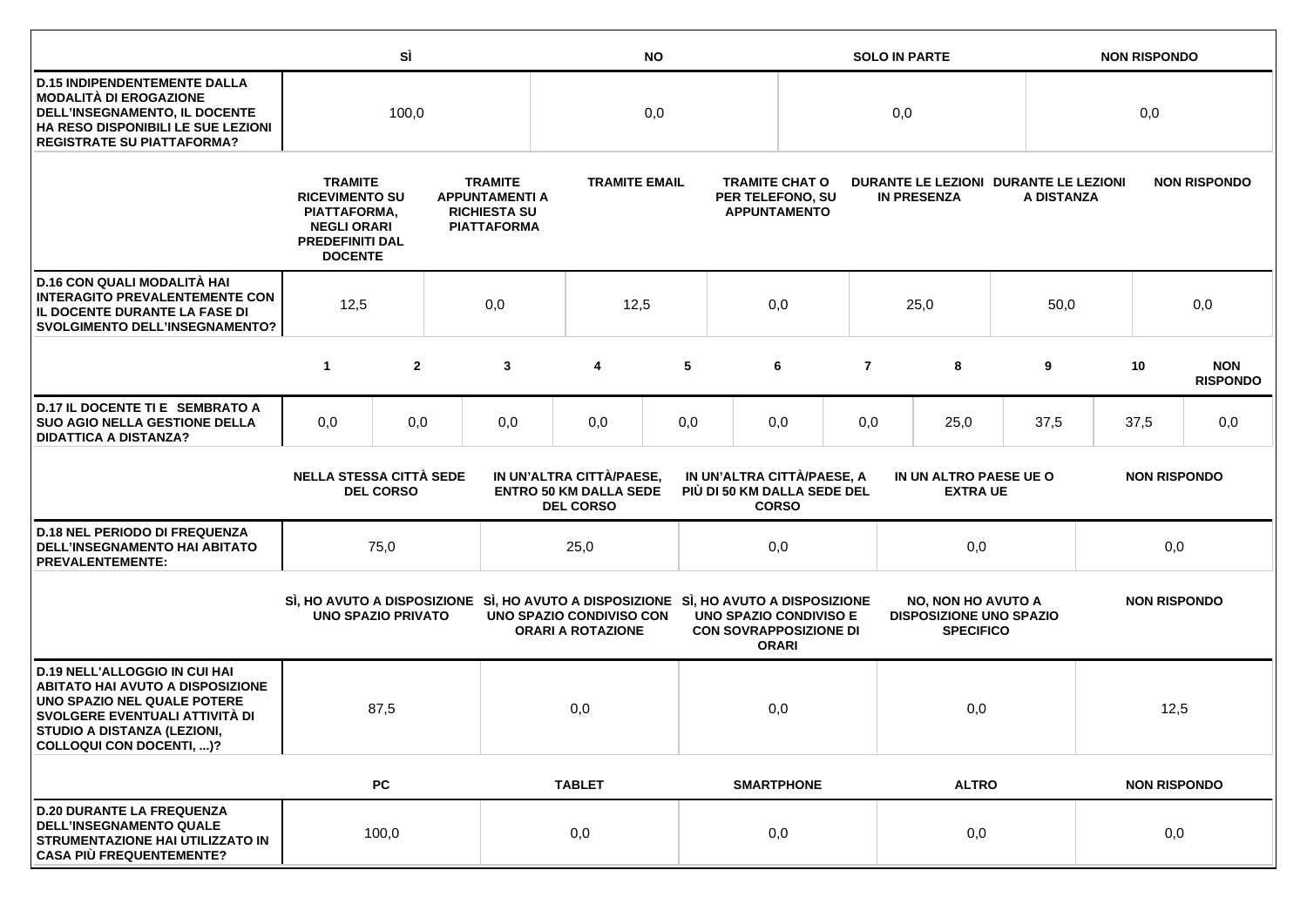| | SÌ | NO | SOLO IN PARTE | NON RISPONDO |
|---|---|---|---|---|
| D.15 INDIPENDENTEMENTE DALLA MODALITÀ DI EROGAZIONE DELL'INSEGNAMENTO, IL DOCENTE HA RESO DISPONIBILI LE SUE LEZIONI REGISTRATE SU PIATTAFORMA? | 100,0 | 0,0 | 0,0 | 0,0 |

| | TRAMITE RICEVIMENTO SU PIATTAFORMA, NEGLI ORARI PREDEFINITI DAL DOCENTE | TRAMITE APPUNTAMENTI A RICHIESTA SU PIATTAFORMA | TRAMITE EMAIL | TRAMITE CHAT O PER TELEFONO, SU APPUNTAMENTO | DURANTE LE LEZIONI IN PRESENZA | DURANTE LE LEZIONI A DISTANZA | NON RISPONDO |
|---|---|---|---|---|---|---|---|
| D.16 CON QUALI MODALITÀ HAI INTERAGITO PREVALENTEMENTE CON IL DOCENTE DURANTE LA FASE DI SVOLGIMENTO DELL'INSEGNAMENTO? | 12,5 | 0,0 | 12,5 | 0,0 | 25,0 | 50,0 | 0,0 |

| | 1 | 2 | 3 | 4 | 5 | 6 | 7 | 8 | 9 | 10 | NON RISPONDO |
|---|---|---|---|---|---|---|---|---|---|---|---|
| D.17 IL DOCENTE TI E SEMBRATO A SUO AGIO NELLA GESTIONE DELLA DIDATTICA A DISTANZA? | 0,0 | 0,0 | 0,0 | 0,0 | 0,0 | 0,0 | 0,0 | 25,0 | 37,5 | 37,5 | 0,0 |

| | NELLA STESSA CITTÀ SEDE DEL CORSO | IN UN'ALTRA CITTÀ/PAESE, ENTRO 50 KM DALLA SEDE DEL CORSO | IN UN'ALTRA CITTÀ/PAESE, A PIÙ DI 50 KM DALLA SEDE DEL CORSO | IN UN ALTRO PAESE UE O EXTRA UE | NON RISPONDO |
|---|---|---|---|---|---|
| D.18 NEL PERIODO DI FREQUENZA DELL'INSEGNAMENTO HAI ABITATO PREVALENTEMENTE: | 75,0 | 25,0 | 0,0 | 0,0 | 0,0 |

| | SÌ, HO AVUTO A DISPOSIZIONE UNO SPAZIO PRIVATO | SÌ, HO AVUTO A DISPOSIZIONE UNO SPAZIO CONDIVISO CON ORARI A ROTAZIONE | SÌ, HO AVUTO A DISPOSIZIONE UNO SPAZIO CONDIVISO E CON SOVRAPPOSIZIONE DI ORARI | NO, NON HO AVUTO A DISPOSIZIONE UNO SPAZIO SPECIFICO | NON RISPONDO |
|---|---|---|---|---|---|
| D.19 NELL'ALLOGGIO IN CUI HAI ABITATO HAI AVUTO A DISPOSIZIONE UNO SPAZIO NEL QUALE POTERE SVOLGERE EVENTUALI ATTIVITÀ DI STUDIO A DISTANZA (LEZIONI, COLLOQUI CON DOCENTI, ...)? | 87,5 | 0,0 | 0,0 | 0,0 | 12,5 |

| | PC | TABLET | SMARTPHONE | ALTRO | NON RISPONDO |
|---|---|---|---|---|---|
| D.20 DURANTE LA FREQUENZA DELL'INSEGNAMENTO QUALE STRUMENTAZIONE HAI UTILIZZATO IN CASA PIÙ FREQUENTEMENTE? | 100,0 | 0,0 | 0,0 | 0,0 | 0,0 |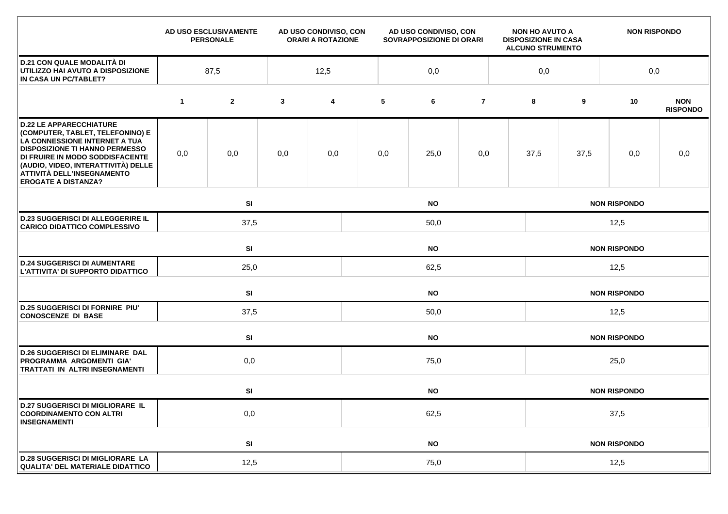| | AD USO ESCLUSIVAMENTE PERSONALE | AD USO CONDIVISO, CON ORARI A ROTAZIONE | AD USO CONDIVISO, CON SOVRAPPOSIZIONE DI ORARI | NON HO AVUTO A DISPOSIZIONE IN CASA ALCUNO STRUMENTO | NON RISPONDO |
|---|---|---|---|---|---|
| **D.21 CON QUALE MODALITÀ DI UTILIZZO HAI AVUTO A DISPOSIZIONE IN CASA UN PC/TABLET?** | 87,5 | 12,5 | 0,0 | 0,0 | 0,0 |

| | 1 | 2 | 3 | 4 | 5 | 6 | 7 | 8 | 9 | 10 | NON RISPONDO |
|---|---|---|---|---|---|---|---|---|---|---|---|
| **D.22 LE APPARECCHIATURE (COMPUTER, TABLET, TELEFONINO) E LA CONNESSIONE INTERNET A TUA DISPOSIZIONE TI HANNO PERMESSO DI FRUIRE IN MODO SODDISFACENTE (AUDIO, VIDEO, INTERATTIVITÀ) DELLE ATTIVITÀ DELL'INSEGNAMENTO EROGATE A DISTANZA?** | 0,0 | 0,0 | 0,0 | 0,0 | 0,0 | 25,0 | 0,0 | 37,5 | 37,5 | 0,0 | 0,0 |

| | SI | NO | NON RISPONDO |
|---|---|---|---|
| **D.23 SUGGERISCI DI ALLEGGERIRE IL CARICO DIDATTICO COMPLESSIVO** | 37,5 | 50,0 | 12,5 |

| | SI | NO | NON RISPONDO |
|---|---|---|---|
| **D.24 SUGGERISCI DI AUMENTARE L'ATTIVITA' DI SUPPORTO DIDATTICO** | 25,0 | 62,5 | 12,5 |

| | SI | NO | NON RISPONDO |
|---|---|---|---|
| **D.25 SUGGERISCI DI FORNIRE PIU' CONOSCENZE DI BASE** | 37,5 | 50,0 | 12,5 |

| | SI | NO | NON RISPONDO |
|---|---|---|---|
| **D.26 SUGGERISCI DI ELIMINARE DAL PROGRAMMA ARGOMENTI GIA' TRATTATI IN ALTRI INSEGNAMENTI** | 0,0 | 75,0 | 25,0 |

| | SI | NO | NON RISPONDO |
|---|---|---|---|
| **D.27 SUGGERISCI DI MIGLIORARE IL COORDINAMENTO CON ALTRI INSEGNAMENTI** | 0,0 | 62,5 | 37,5 |

| | SI | NO | NON RISPONDO |
|---|---|---|---|
| **D.28 SUGGERISCI DI MIGLIORARE LA QUALITA' DEL MATERIALE DIDATTICO** | 12,5 | 75,0 | 12,5 |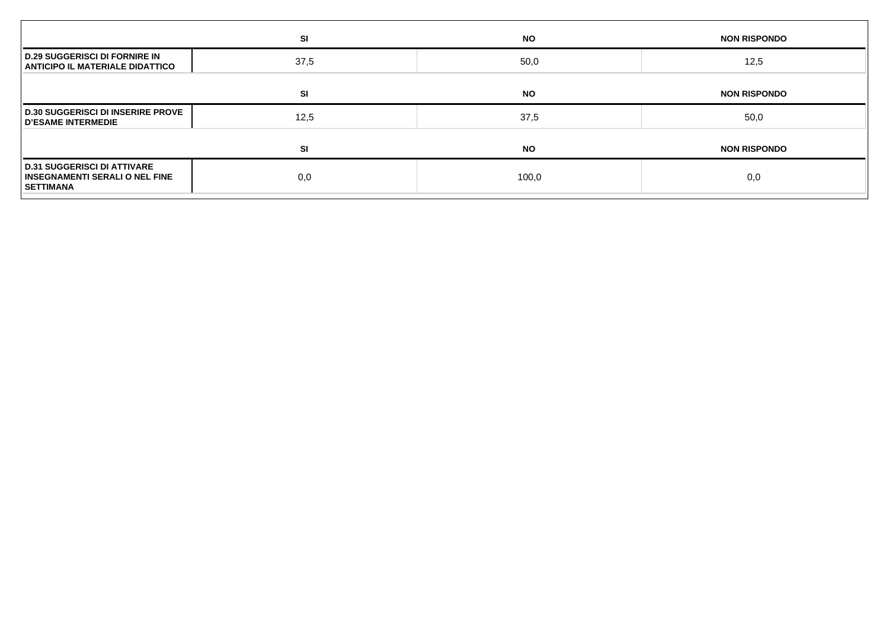| | SI | NO | NON RISPONDO |
|---|---|---|---|
| **D.29 SUGGERISCI DI FORNIRE IN ANTICIPO IL MATERIALE DIDATTICO** | 37,5 | 50,0 | 12,5 |

| | SI | NO | NON RISPONDO |
|---|---|---|---|
| **D.30 SUGGERISCI DI INSERIRE PROVE D'ESAME INTERMEDIE** | 12,5 | 37,5 | 50,0 |

| | SI | NO | NON RISPONDO |
|---|---|---|---|
| **D.31 SUGGERISCI DI ATTIVARE INSEGNAMENTI SERALI O NEL FINE SETTIMANA** | 0,0 | 100,0 | 0,0 |